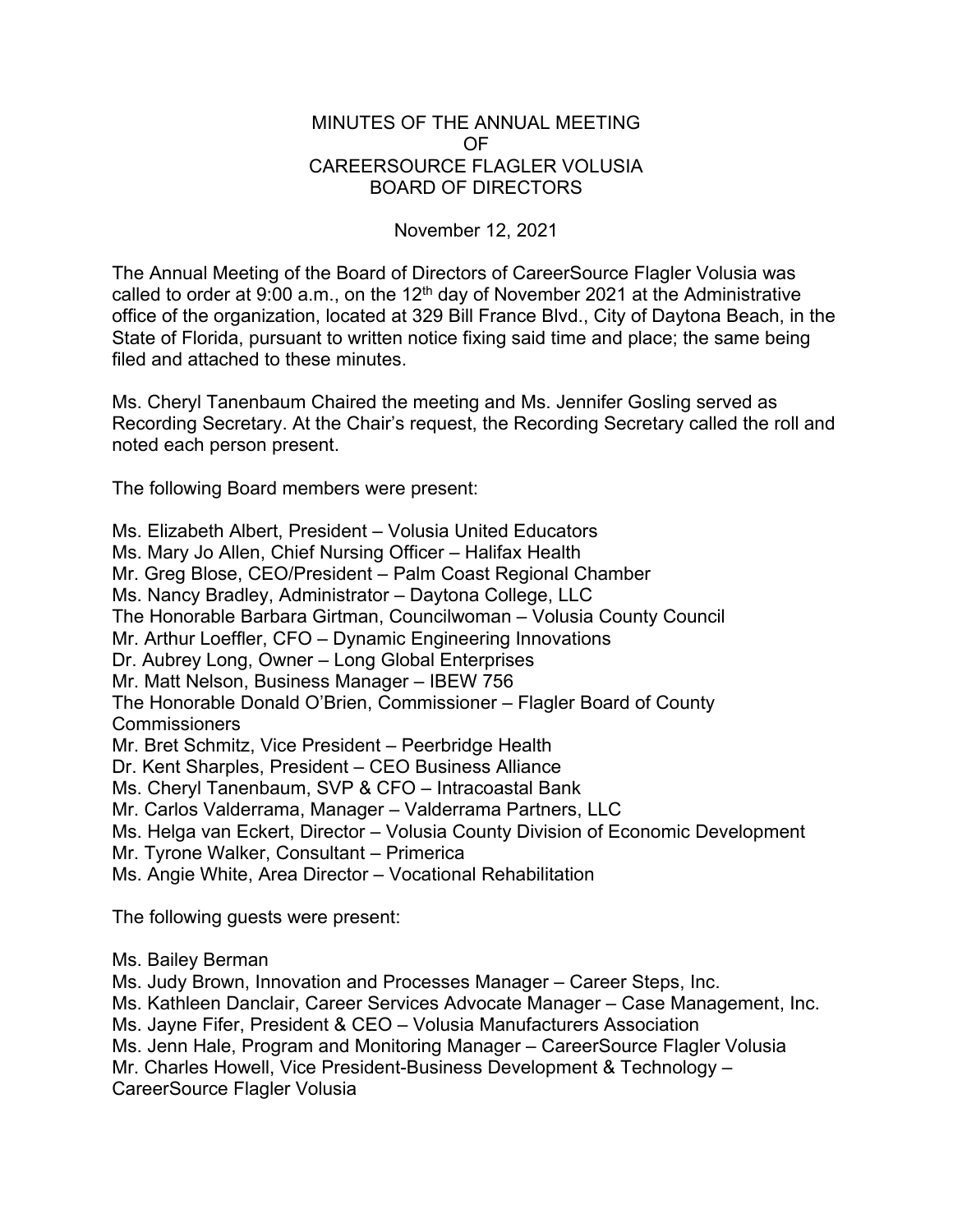# MINUTES OF THE ANNUAL MEETING OF CAREERSOURCE FLAGLER VOLUSIA BOARD OF DIRECTORS

November 12, 2021

The Annual Meeting of the Board of Directors of CareerSource Flagler Volusia was called to order at 9:00 a.m., on the 12th day of November 2021 at the Administrative office of the organization, located at 329 Bill France Blvd., City of Daytona Beach, in the State of Florida, pursuant to written notice fixing said time and place; the same being filed and attached to these minutes.

Ms. Cheryl Tanenbaum Chaired the meeting and Ms. Jennifer Gosling served as Recording Secretary. At the Chair's request, the Recording Secretary called the roll and noted each person present.

The following Board members were present:

Ms. Elizabeth Albert, President – Volusia United Educators
Ms. Mary Jo Allen, Chief Nursing Officer – Halifax Health
Mr. Greg Blose, CEO/President – Palm Coast Regional Chamber
Ms. Nancy Bradley, Administrator – Daytona College, LLC
The Honorable Barbara Girtman, Councilwoman – Volusia County Council
Mr. Arthur Loeffler, CFO – Dynamic Engineering Innovations
Dr. Aubrey Long, Owner – Long Global Enterprises
Mr. Matt Nelson, Business Manager – IBEW 756
The Honorable Donald O'Brien, Commissioner – Flagler Board of County Commissioners
Mr. Bret Schmitz, Vice President – Peerbridge Health
Dr. Kent Sharples, President – CEO Business Alliance
Ms. Cheryl Tanenbaum, SVP & CFO – Intracoastal Bank
Mr. Carlos Valderrama, Manager – Valderrama Partners, LLC
Ms. Helga van Eckert, Director – Volusia County Division of Economic Development
Mr. Tyrone Walker, Consultant – Primerica
Ms. Angie White, Area Director – Vocational Rehabilitation

The following guests were present:

Ms. Bailey Berman
Ms. Judy Brown, Innovation and Processes Manager – Career Steps, Inc.
Ms. Kathleen Danclair, Career Services Advocate Manager – Case Management, Inc.
Ms. Jayne Fifer, President & CEO – Volusia Manufacturers Association
Ms. Jenn Hale, Program and Monitoring Manager – CareerSource Flagler Volusia
Mr. Charles Howell, Vice President-Business Development & Technology – CareerSource Flagler Volusia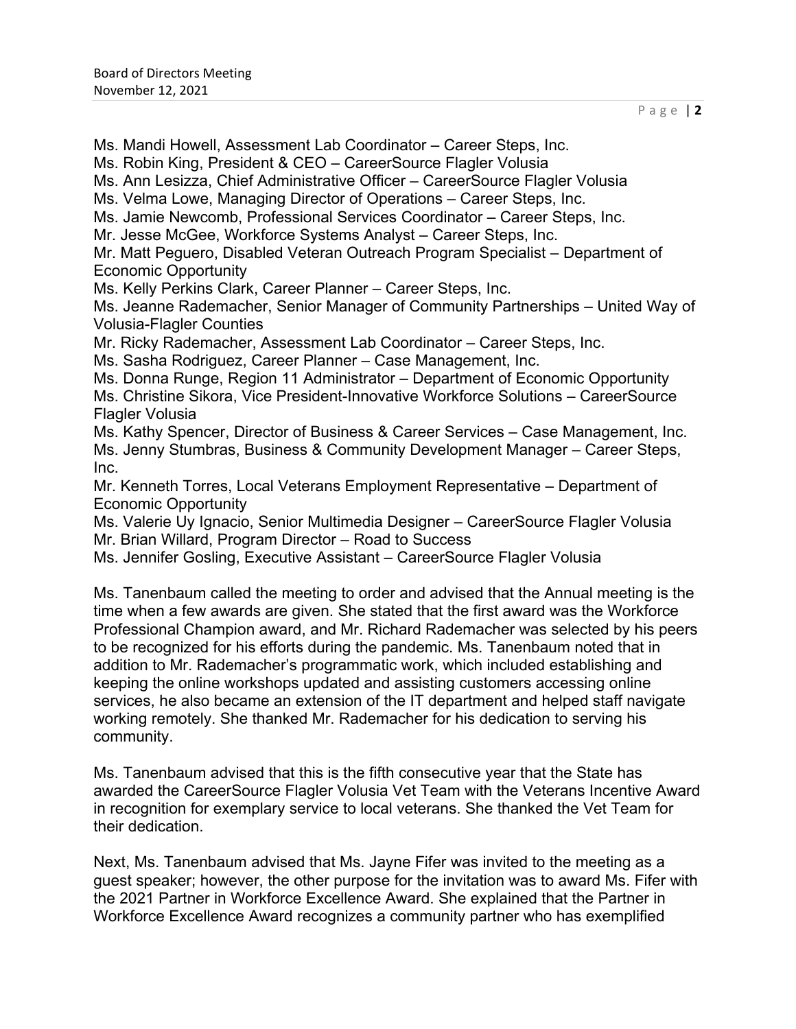Ms. Mandi Howell, Assessment Lab Coordinator – Career Steps, Inc.
Ms. Robin King, President & CEO – CareerSource Flagler Volusia
Ms. Ann Lesizza, Chief Administrative Officer – CareerSource Flagler Volusia
Ms. Velma Lowe, Managing Director of Operations – Career Steps, Inc.
Ms. Jamie Newcomb, Professional Services Coordinator – Career Steps, Inc.
Mr. Jesse McGee, Workforce Systems Analyst – Career Steps, Inc.
Mr. Matt Peguero, Disabled Veteran Outreach Program Specialist – Department of Economic Opportunity
Ms. Kelly Perkins Clark, Career Planner – Career Steps, Inc.
Ms. Jeanne Rademacher, Senior Manager of Community Partnerships – United Way of Volusia-Flagler Counties
Mr. Ricky Rademacher, Assessment Lab Coordinator – Career Steps, Inc.
Ms. Sasha Rodriguez, Career Planner – Case Management, Inc.
Ms. Donna Runge, Region 11 Administrator – Department of Economic Opportunity
Ms. Christine Sikora, Vice President-Innovative Workforce Solutions – CareerSource Flagler Volusia
Ms. Kathy Spencer, Director of Business & Career Services – Case Management, Inc.
Ms. Jenny Stumbras, Business & Community Development Manager – Career Steps, Inc.
Mr. Kenneth Torres, Local Veterans Employment Representative – Department of Economic Opportunity
Ms. Valerie Uy Ignacio, Senior Multimedia Designer – CareerSource Flagler Volusia
Mr. Brian Willard, Program Director – Road to Success
Ms. Jennifer Gosling, Executive Assistant – CareerSource Flagler Volusia

Ms. Tanenbaum called the meeting to order and advised that the Annual meeting is the time when a few awards are given. She stated that the first award was the Workforce Professional Champion award, and Mr. Richard Rademacher was selected by his peers to be recognized for his efforts during the pandemic. Ms. Tanenbaum noted that in addition to Mr. Rademacher's programmatic work, which included establishing and keeping the online workshops updated and assisting customers accessing online services, he also became an extension of the IT department and helped staff navigate working remotely. She thanked Mr. Rademacher for his dedication to serving his community.

Ms. Tanenbaum advised that this is the fifth consecutive year that the State has awarded the CareerSource Flagler Volusia Vet Team with the Veterans Incentive Award in recognition for exemplary service to local veterans. She thanked the Vet Team for their dedication.

Next, Ms. Tanenbaum advised that Ms. Jayne Fifer was invited to the meeting as a guest speaker; however, the other purpose for the invitation was to award Ms. Fifer with the 2021 Partner in Workforce Excellence Award. She explained that the Partner in Workforce Excellence Award recognizes a community partner who has exemplified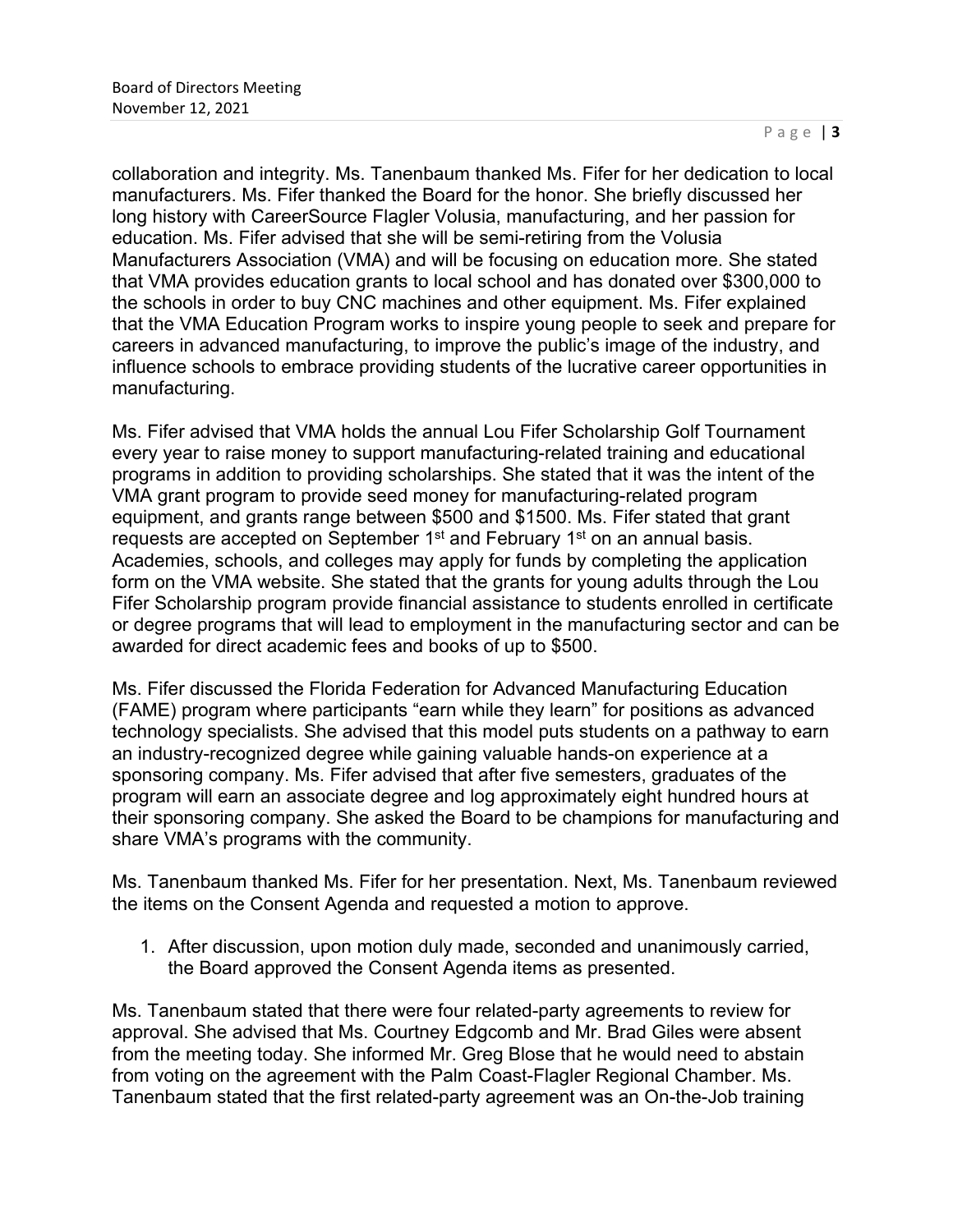collaboration and integrity. Ms. Tanenbaum thanked Ms. Fifer for her dedication to local manufacturers. Ms. Fifer thanked the Board for the honor. She briefly discussed her long history with CareerSource Flagler Volusia, manufacturing, and her passion for education. Ms. Fifer advised that she will be semi-retiring from the Volusia Manufacturers Association (VMA) and will be focusing on education more. She stated that VMA provides education grants to local school and has donated over $300,000 to the schools in order to buy CNC machines and other equipment. Ms. Fifer explained that the VMA Education Program works to inspire young people to seek and prepare for careers in advanced manufacturing, to improve the public's image of the industry, and influence schools to embrace providing students of the lucrative career opportunities in manufacturing.

Ms. Fifer advised that VMA holds the annual Lou Fifer Scholarship Golf Tournament every year to raise money to support manufacturing-related training and educational programs in addition to providing scholarships. She stated that it was the intent of the VMA grant program to provide seed money for manufacturing-related program equipment, and grants range between $500 and $1500. Ms. Fifer stated that grant requests are accepted on September 1st and February 1st on an annual basis. Academies, schools, and colleges may apply for funds by completing the application form on the VMA website. She stated that the grants for young adults through the Lou Fifer Scholarship program provide financial assistance to students enrolled in certificate or degree programs that will lead to employment in the manufacturing sector and can be awarded for direct academic fees and books of up to $500.

Ms. Fifer discussed the Florida Federation for Advanced Manufacturing Education (FAME) program where participants "earn while they learn" for positions as advanced technology specialists. She advised that this model puts students on a pathway to earn an industry-recognized degree while gaining valuable hands-on experience at a sponsoring company. Ms. Fifer advised that after five semesters, graduates of the program will earn an associate degree and log approximately eight hundred hours at their sponsoring company. She asked the Board to be champions for manufacturing and share VMA's programs with the community.

Ms. Tanenbaum thanked Ms. Fifer for her presentation. Next, Ms. Tanenbaum reviewed the items on the Consent Agenda and requested a motion to approve.

1. After discussion, upon motion duly made, seconded and unanimously carried, the Board approved the Consent Agenda items as presented.

Ms. Tanenbaum stated that there were four related-party agreements to review for approval. She advised that Ms. Courtney Edgcomb and Mr. Brad Giles were absent from the meeting today. She informed Mr. Greg Blose that he would need to abstain from voting on the agreement with the Palm Coast-Flagler Regional Chamber. Ms. Tanenbaum stated that the first related-party agreement was an On-the-Job training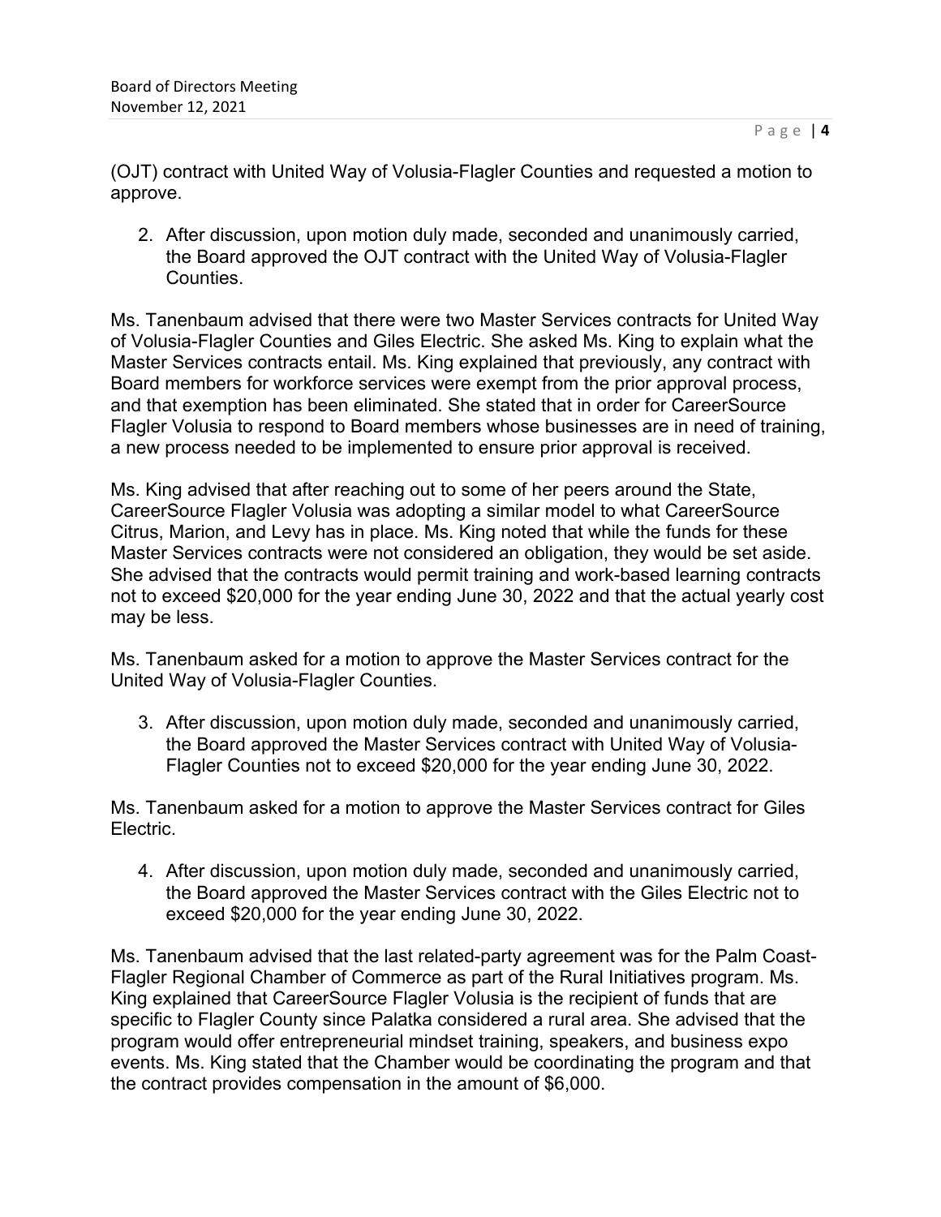(OJT) contract with United Way of Volusia-Flagler Counties and requested a motion to approve.

2. After discussion, upon motion duly made, seconded and unanimously carried, the Board approved the OJT contract with the United Way of Volusia-Flagler Counties.

Ms. Tanenbaum advised that there were two Master Services contracts for United Way of Volusia-Flagler Counties and Giles Electric. She asked Ms. King to explain what the Master Services contracts entail. Ms. King explained that previously, any contract with Board members for workforce services were exempt from the prior approval process, and that exemption has been eliminated. She stated that in order for CareerSource Flagler Volusia to respond to Board members whose businesses are in need of training, a new process needed to be implemented to ensure prior approval is received.

Ms. King advised that after reaching out to some of her peers around the State, CareerSource Flagler Volusia was adopting a similar model to what CareerSource Citrus, Marion, and Levy has in place. Ms. King noted that while the funds for these Master Services contracts were not considered an obligation, they would be set aside. She advised that the contracts would permit training and work-based learning contracts not to exceed $20,000 for the year ending June 30, 2022 and that the actual yearly cost may be less.

Ms. Tanenbaum asked for a motion to approve the Master Services contract for the United Way of Volusia-Flagler Counties.

3. After discussion, upon motion duly made, seconded and unanimously carried, the Board approved the Master Services contract with United Way of Volusia-Flagler Counties not to exceed $20,000 for the year ending June 30, 2022.

Ms. Tanenbaum asked for a motion to approve the Master Services contract for Giles Electric.

4. After discussion, upon motion duly made, seconded and unanimously carried, the Board approved the Master Services contract with the Giles Electric not to exceed $20,000 for the year ending June 30, 2022.

Ms. Tanenbaum advised that the last related-party agreement was for the Palm Coast-Flagler Regional Chamber of Commerce as part of the Rural Initiatives program. Ms. King explained that CareerSource Flagler Volusia is the recipient of funds that are specific to Flagler County since Palatka considered a rural area. She advised that the program would offer entrepreneurial mindset training, speakers, and business expo events. Ms. King stated that the Chamber would be coordinating the program and that the contract provides compensation in the amount of $6,000.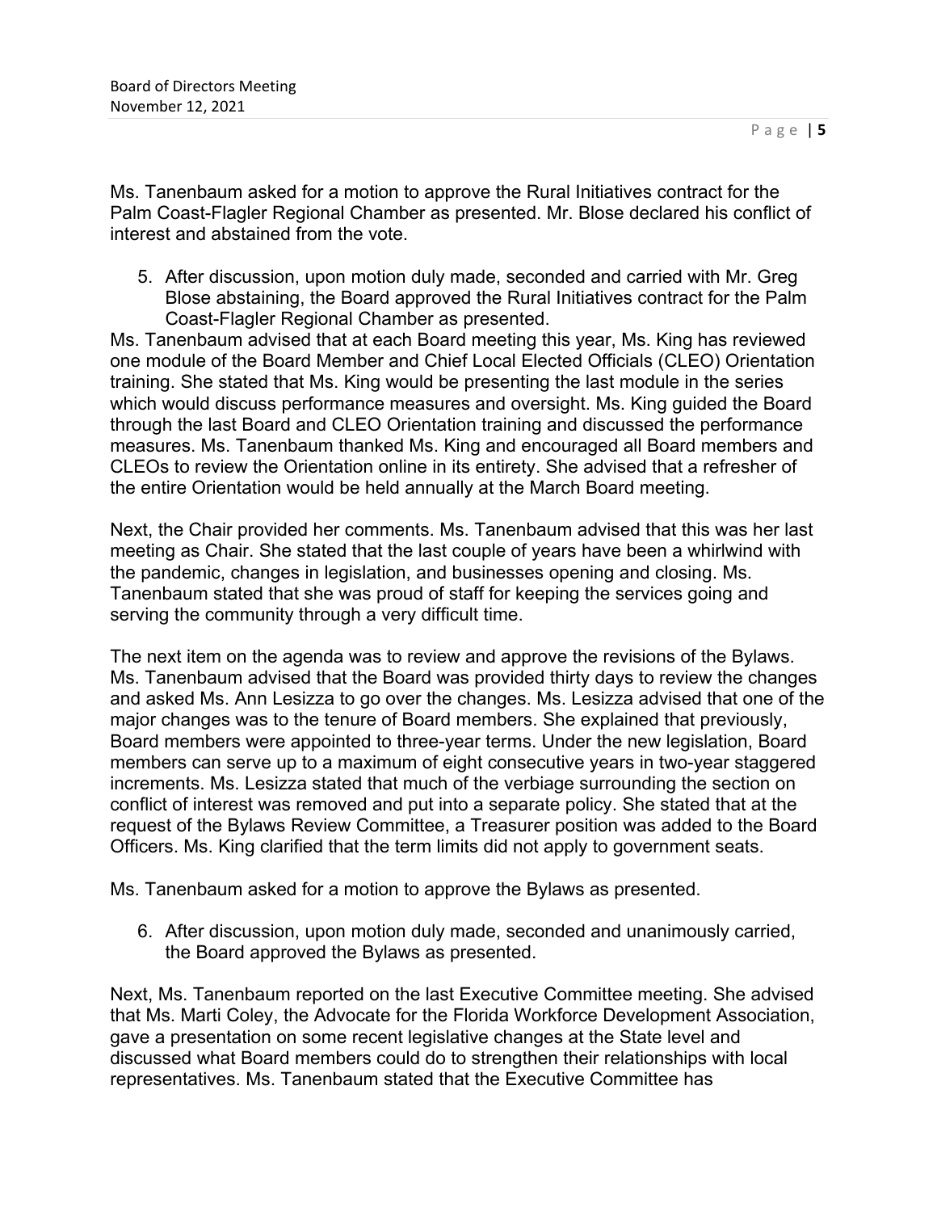Ms. Tanenbaum asked for a motion to approve the Rural Initiatives contract for the Palm Coast-Flagler Regional Chamber as presented. Mr. Blose declared his conflict of interest and abstained from the vote.

5. After discussion, upon motion duly made, seconded and carried with Mr. Greg Blose abstaining, the Board approved the Rural Initiatives contract for the Palm Coast-Flagler Regional Chamber as presented.

Ms. Tanenbaum advised that at each Board meeting this year, Ms. King has reviewed one module of the Board Member and Chief Local Elected Officials (CLEO) Orientation training. She stated that Ms. King would be presenting the last module in the series which would discuss performance measures and oversight. Ms. King guided the Board through the last Board and CLEO Orientation training and discussed the performance measures. Ms. Tanenbaum thanked Ms. King and encouraged all Board members and CLEOs to review the Orientation online in its entirety. She advised that a refresher of the entire Orientation would be held annually at the March Board meeting.

Next, the Chair provided her comments. Ms. Tanenbaum advised that this was her last meeting as Chair. She stated that the last couple of years have been a whirlwind with the pandemic, changes in legislation, and businesses opening and closing. Ms. Tanenbaum stated that she was proud of staff for keeping the services going and serving the community through a very difficult time.

The next item on the agenda was to review and approve the revisions of the Bylaws. Ms. Tanenbaum advised that the Board was provided thirty days to review the changes and asked Ms. Ann Lesizza to go over the changes. Ms. Lesizza advised that one of the major changes was to the tenure of Board members. She explained that previously, Board members were appointed to three-year terms. Under the new legislation, Board members can serve up to a maximum of eight consecutive years in two-year staggered increments. Ms. Lesizza stated that much of the verbiage surrounding the section on conflict of interest was removed and put into a separate policy. She stated that at the request of the Bylaws Review Committee, a Treasurer position was added to the Board Officers. Ms. King clarified that the term limits did not apply to government seats.

Ms. Tanenbaum asked for a motion to approve the Bylaws as presented.

6. After discussion, upon motion duly made, seconded and unanimously carried, the Board approved the Bylaws as presented.

Next, Ms. Tanenbaum reported on the last Executive Committee meeting. She advised that Ms. Marti Coley, the Advocate for the Florida Workforce Development Association, gave a presentation on some recent legislative changes at the State level and discussed what Board members could do to strengthen their relationships with local representatives. Ms. Tanenbaum stated that the Executive Committee has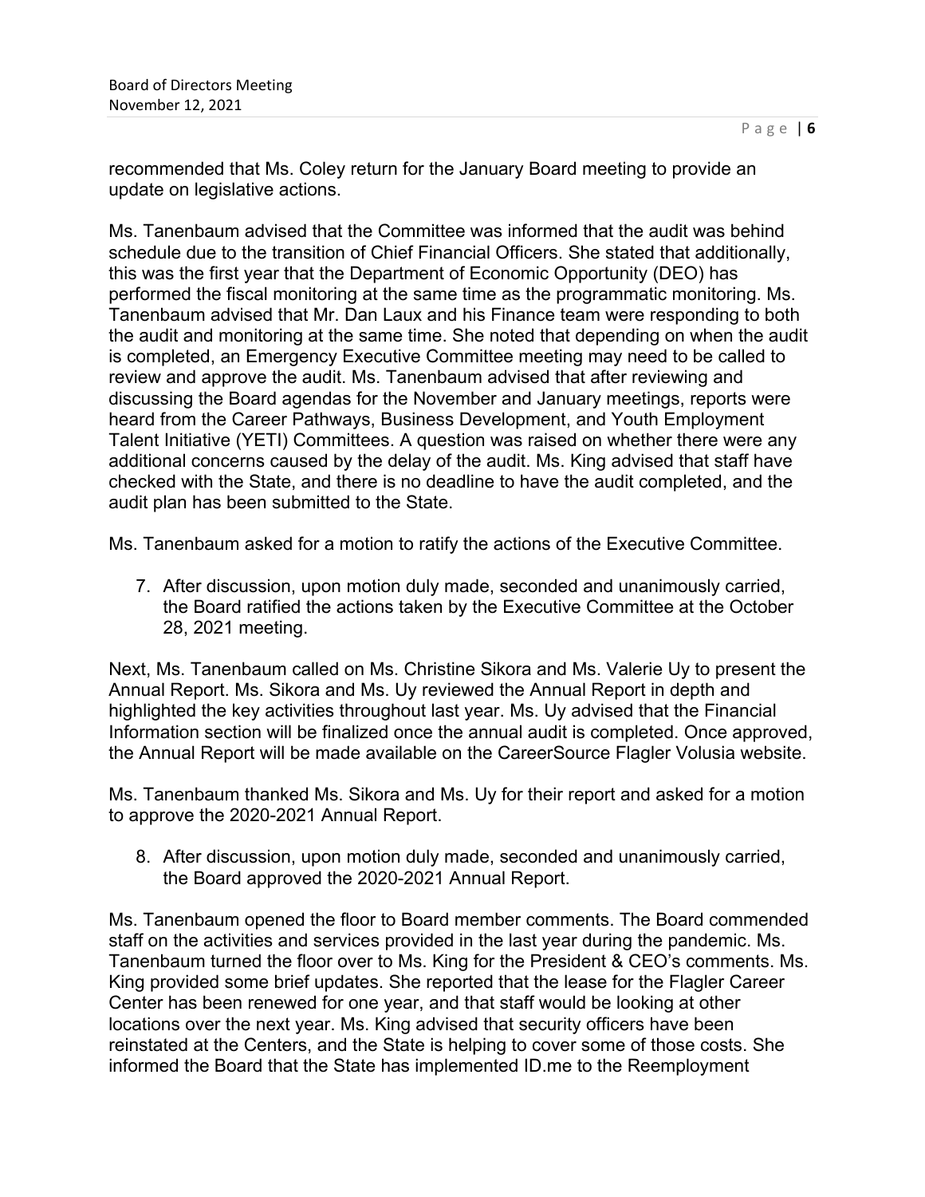recommended that Ms. Coley return for the January Board meeting to provide an update on legislative actions.

Ms. Tanenbaum advised that the Committee was informed that the audit was behind schedule due to the transition of Chief Financial Officers. She stated that additionally, this was the first year that the Department of Economic Opportunity (DEO) has performed the fiscal monitoring at the same time as the programmatic monitoring. Ms. Tanenbaum advised that Mr. Dan Laux and his Finance team were responding to both the audit and monitoring at the same time. She noted that depending on when the audit is completed, an Emergency Executive Committee meeting may need to be called to review and approve the audit. Ms. Tanenbaum advised that after reviewing and discussing the Board agendas for the November and January meetings, reports were heard from the Career Pathways, Business Development, and Youth Employment Talent Initiative (YETI) Committees. A question was raised on whether there were any additional concerns caused by the delay of the audit. Ms. King advised that staff have checked with the State, and there is no deadline to have the audit completed, and the audit plan has been submitted to the State.

Ms. Tanenbaum asked for a motion to ratify the actions of the Executive Committee.

7. After discussion, upon motion duly made, seconded and unanimously carried, the Board ratified the actions taken by the Executive Committee at the October 28, 2021 meeting.

Next, Ms. Tanenbaum called on Ms. Christine Sikora and Ms. Valerie Uy to present the Annual Report. Ms. Sikora and Ms. Uy reviewed the Annual Report in depth and highlighted the key activities throughout last year. Ms. Uy advised that the Financial Information section will be finalized once the annual audit is completed. Once approved, the Annual Report will be made available on the CareerSource Flagler Volusia website.

Ms. Tanenbaum thanked Ms. Sikora and Ms. Uy for their report and asked for a motion to approve the 2020-2021 Annual Report.

8. After discussion, upon motion duly made, seconded and unanimously carried, the Board approved the 2020-2021 Annual Report.

Ms. Tanenbaum opened the floor to Board member comments. The Board commended staff on the activities and services provided in the last year during the pandemic. Ms. Tanenbaum turned the floor over to Ms. King for the President & CEO's comments. Ms. King provided some brief updates. She reported that the lease for the Flagler Career Center has been renewed for one year, and that staff would be looking at other locations over the next year. Ms. King advised that security officers have been reinstated at the Centers, and the State is helping to cover some of those costs. She informed the Board that the State has implemented ID.me to the Reemployment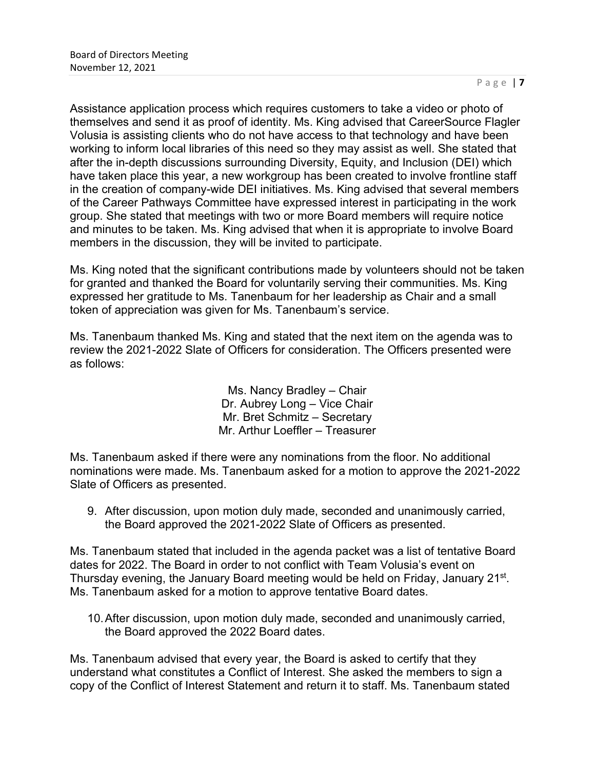Assistance application process which requires customers to take a video or photo of themselves and send it as proof of identity. Ms. King advised that CareerSource Flagler Volusia is assisting clients who do not have access to that technology and have been working to inform local libraries of this need so they may assist as well. She stated that after the in-depth discussions surrounding Diversity, Equity, and Inclusion (DEI) which have taken place this year, a new workgroup has been created to involve frontline staff in the creation of company-wide DEI initiatives. Ms. King advised that several members of the Career Pathways Committee have expressed interest in participating in the work group. She stated that meetings with two or more Board members will require notice and minutes to be taken. Ms. King advised that when it is appropriate to involve Board members in the discussion, they will be invited to participate.

Ms. King noted that the significant contributions made by volunteers should not be taken for granted and thanked the Board for voluntarily serving their communities. Ms. King expressed her gratitude to Ms. Tanenbaum for her leadership as Chair and a small token of appreciation was given for Ms. Tanenbaum's service.

Ms. Tanenbaum thanked Ms. King and stated that the next item on the agenda was to review the 2021-2022 Slate of Officers for consideration. The Officers presented were as follows:

Ms. Nancy Bradley – Chair
Dr. Aubrey Long – Vice Chair
Mr. Bret Schmitz – Secretary
Mr. Arthur Loeffler – Treasurer

Ms. Tanenbaum asked if there were any nominations from the floor. No additional nominations were made. Ms. Tanenbaum asked for a motion to approve the 2021-2022 Slate of Officers as presented.

9. After discussion, upon motion duly made, seconded and unanimously carried, the Board approved the 2021-2022 Slate of Officers as presented.

Ms. Tanenbaum stated that included in the agenda packet was a list of tentative Board dates for 2022. The Board in order to not conflict with Team Volusia's event on Thursday evening, the January Board meeting would be held on Friday, January 21st. Ms. Tanenbaum asked for a motion to approve tentative Board dates.

10. After discussion, upon motion duly made, seconded and unanimously carried, the Board approved the 2022 Board dates.

Ms. Tanenbaum advised that every year, the Board is asked to certify that they understand what constitutes a Conflict of Interest. She asked the members to sign a copy of the Conflict of Interest Statement and return it to staff. Ms. Tanenbaum stated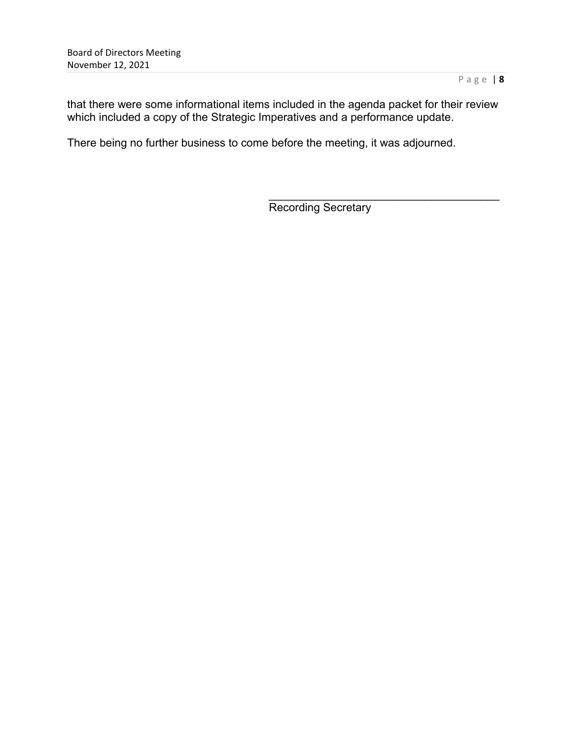that there were some informational items included in the agenda packet for their review which included a copy of the Strategic Imperatives and a performance update.

There being no further business to come before the meeting, it was adjourned.

\_\_\_\_\_\_\_\_\_\_\_\_\_\_\_\_\_\_\_\_\_\_\_\_\_\_\_\_\_\_\_\_\_\_\_\_\_\_

Recording Secretary